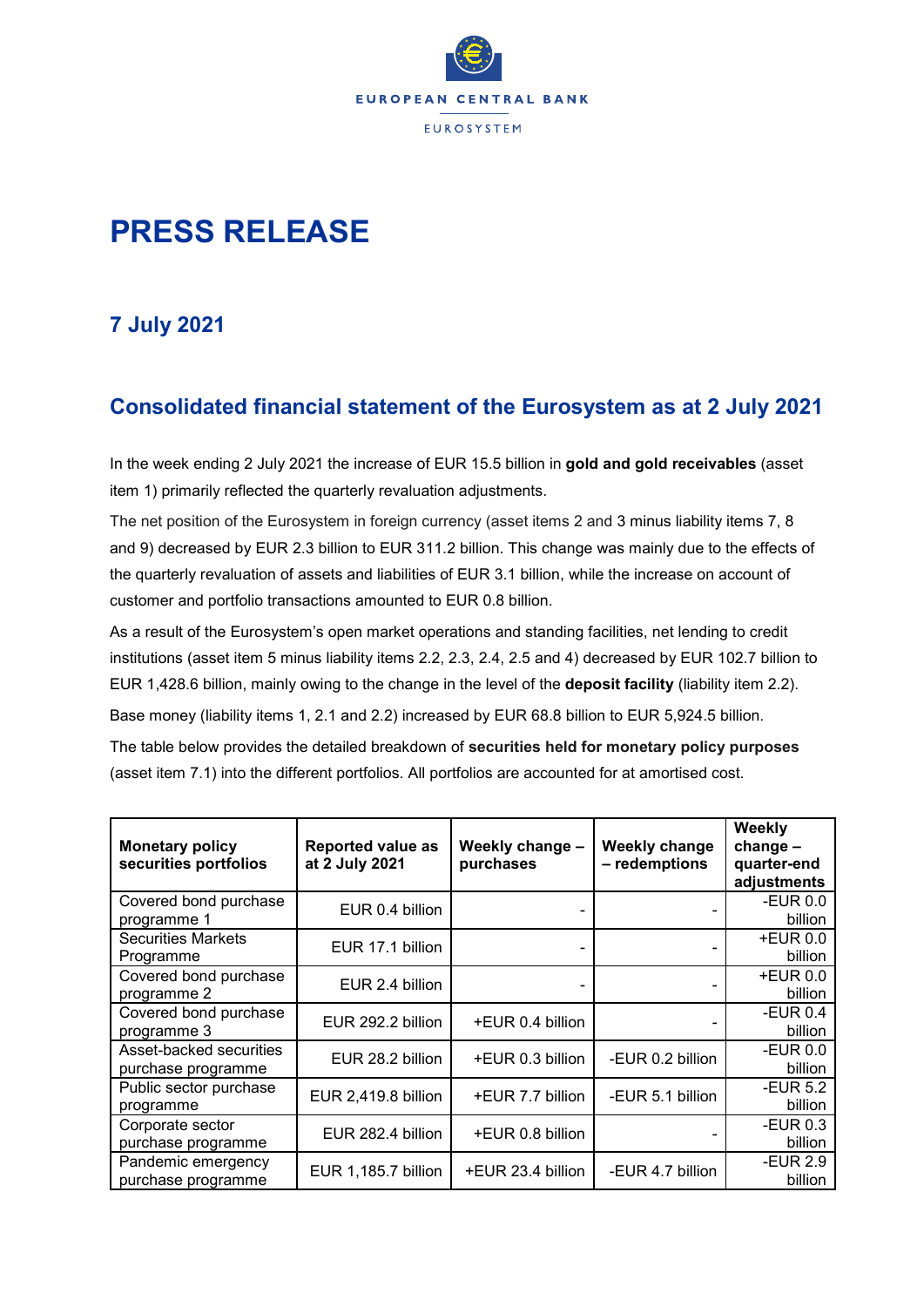EUROPEAN CENTRAL BANK

EUROSYSTEM

# PRESS RELEASE

## 7 July 2021

## Consolidated financial statement of the Eurosystem as at 2 July 2021

In the week ending 2 July 2021 the increase of EUR 15.5 billion in **gold and gold receivables** (asset item 1) primarily reflected the quarterly revaluation adjustments.

The net position of the Eurosystem in foreign currency (asset items 2 and 3 minus liability items 7, 8 and 9) decreased by EUR 2.3 billion to EUR 311.2 billion. This change was mainly due to the effects of the quarterly revaluation of assets and liabilities of EUR 3.1 billion, while the increase on account of customer and portfolio transactions amounted to EUR 0.8 billion.

As a result of the Eurosystem's open market operations and standing facilities, net lending to credit institutions (asset item 5 minus liability items 2.2, 2.3, 2.4, 2.5 and 4) decreased by EUR 102.7 billion to EUR 1,428.6 billion, mainly owing to the change in the level of the **deposit facility** (liability item 2.2).

Base money (liability items 1, 2.1 and 2.2) increased by EUR 68.8 billion to EUR 5,924.5 billion.

The table below provides the detailed breakdown of **securities held for monetary policy purposes** (asset item 7.1) into the different portfolios. All portfolios are accounted for at amortised cost.

| Monetary policy securities portfolios | Reported value as at 2 July 2021 | Weekly change – purchases | Weekly change – redemptions | Weekly change – quarter-end adjustments |
|---|---|---|---|---|
| Covered bond purchase programme 1 | EUR 0.4 billion | - | - | -EUR 0.0 billion |
| Securities Markets Programme | EUR 17.1 billion | - | - | +EUR 0.0 billion |
| Covered bond purchase programme 2 | EUR 2.4 billion | - | - | +EUR 0.0 billion |
| Covered bond purchase programme 3 | EUR 292.2 billion | +EUR 0.4 billion | - | -EUR 0.4 billion |
| Asset-backed securities purchase programme | EUR 28.2 billion | +EUR 0.3 billion | -EUR 0.2 billion | -EUR 0.0 billion |
| Public sector purchase programme | EUR 2,419.8 billion | +EUR 7.7 billion | -EUR 5.1 billion | -EUR 5.2 billion |
| Corporate sector purchase programme | EUR 282.4 billion | +EUR 0.8 billion | - | -EUR 0.3 billion |
| Pandemic emergency purchase programme | EUR 1,185.7 billion | +EUR 23.4 billion | -EUR 4.7 billion | -EUR 2.9 billion |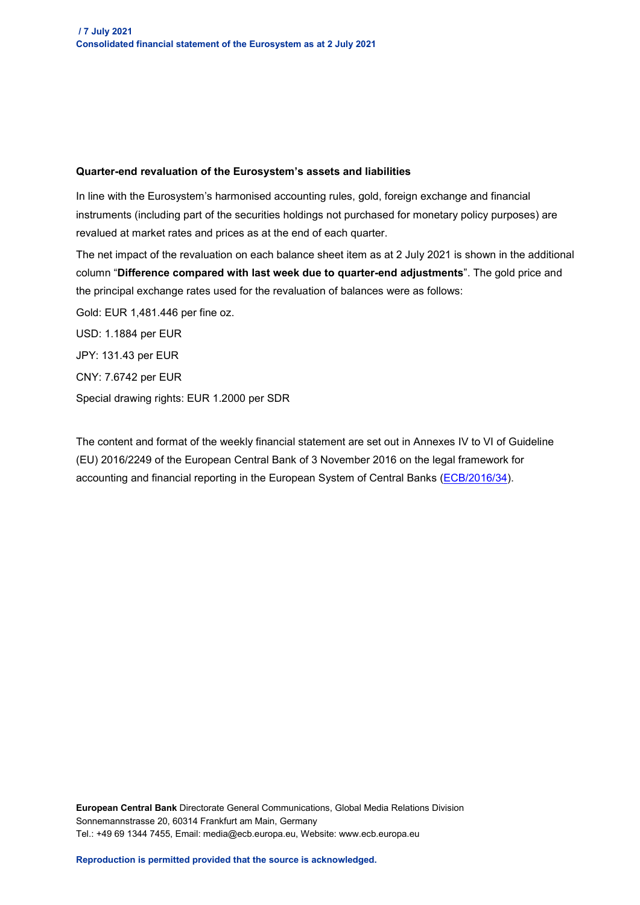### Quarter-end revaluation of the Eurosystem's assets and liabilities

In line with the Eurosystem's harmonised accounting rules, gold, foreign exchange and financial instruments (including part of the securities holdings not purchased for monetary policy purposes) are revalued at market rates and prices as at the end of each quarter.

The net impact of the revaluation on each balance sheet item as at 2 July 2021 is shown in the additional column "**Difference compared with last week due to quarter-end adjustments**". The gold price and the principal exchange rates used for the revaluation of balances were as follows:

Gold: EUR 1,481.446 per fine oz.

USD: 1.1884 per EUR

JPY: 131.43 per EUR

CNY: 7.6742 per EUR

Special drawing rights: EUR 1.2000 per SDR

The content and format of the weekly financial statement are set out in Annexes IV to VI of Guideline (EU) 2016/2249 of the European Central Bank of 3 November 2016 on the legal framework for accounting and financial reporting in the European System of Central Banks (ECB/2016/34).

**European Central Bank** Directorate General Communications, Global Media Relations Division
Sonnemannstrasse 20, 60314 Frankfurt am Main, Germany
Tel.: +49 69 1344 7455, Email: media@ecb.europa.eu, Website: www.ecb.europa.eu

**Reproduction is permitted provided that the source is acknowledged.**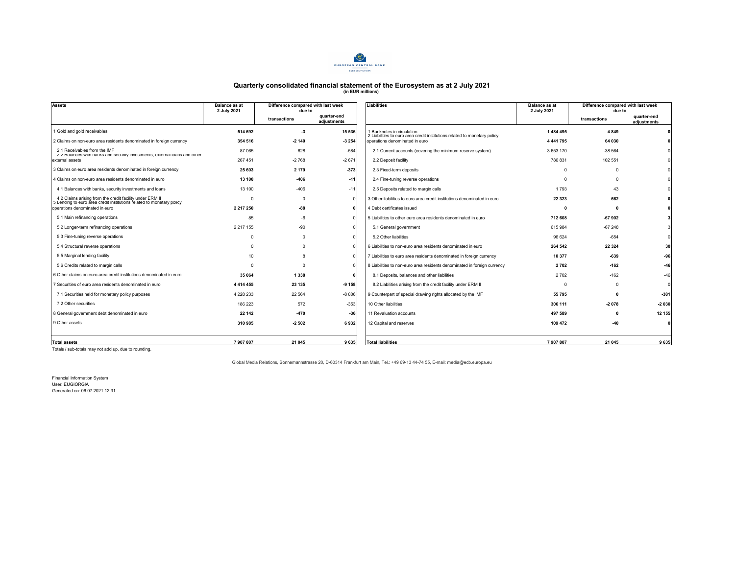EUROPEAN CENTRAL BANK

EUROSYSTEM

## Quarterly consolidated financial statement of the Eurosystem as at 2 July 2021

**(in EUR millions)**

| Assets | Balance as at 2 July 2021 | Difference compared with last week due to | |
|---|---|---|---|
| | | transactions | quarter-end adjustments |
| 1 Gold and gold receivables | **514 692** | **-3** | **15 536** |
| 2 Claims on non-euro area residents denominated in foreign currency | **354 516** | **-2 140** | **-3 254** |
| 2.1 Receivables from the IMF | 87 065 | 628 | -584 |
| 2.2 Balances with banks and security investments, external loans and other external assets | 267 451 | -2 768 | -2 671 |
| 3 Claims on euro area residents denominated in foreign currency | **25 603** | **2 179** | **-373** |
| 4 Claims on non-euro area residents denominated in euro | **13 100** | **-406** | **-11** |
| 4.1 Balances with banks, security investments and loans | 13 100 | -406 | -11 |
| 4.2 Claims arising from the credit facility under ERM II | 0 | 0 | 0 |
| 5 Lending to euro area credit institutions related to monetary policy operations denominated in euro | **2 217 250** | **-88** | **0** |
| 5.1 Main refinancing operations | 85 | -6 | 0 |
| 5.2 Longer-term refinancing operations | 2 217 155 | -90 | 0 |
| 5.3 Fine-tuning reverse operations | 0 | 0 | 0 |
| 5.4 Structural reverse operations | 0 | 0 | 0 |
| 5.5 Marginal lending facility | 10 | 8 | 0 |
| 5.6 Credits related to margin calls | 0 | 0 | 0 |
| 6 Other claims on euro area credit institutions denominated in euro | **35 064** | **1 338** | **0** |
| 7 Securities of euro area residents denominated in euro | **4 414 455** | **23 135** | **-9 158** |
| 7.1 Securities held for monetary policy purposes | 4 228 233 | 22 564 | -8 806 |
| 7.2 Other securities | 186 223 | 572 | -353 |
| 8 General government debt denominated in euro | **22 142** | **-470** | **-36** |
| 9 Other assets | **310 985** | **-2 502** | **6 932** |
| **Total assets** | **7 907 807** | **21 045** | **9 635** |

| Liabilities | Balance as at 2 July 2021 | Difference compared with last week due to | |
|---|---|---|---|
| | | transactions | quarter-end adjustments |
| 1 Banknotes in circulation | **1 484 495** | **4 849** | **0** |
| 2 Liabilities to euro area credit institutions related to monetary policy operations denominated in euro | **4 441 795** | **64 030** | **0** |
| 2.1 Current accounts (covering the minimum reserve system) | 3 653 170 | -38 564 | 0 |
| 2.2 Deposit facility | 786 831 | 102 551 | 0 |
| 2.3 Fixed-term deposits | 0 | 0 | 0 |
| 2.4 Fine-tuning reverse operations | 0 | 0 | 0 |
| 2.5 Deposits related to margin calls | 1 793 | 43 | 0 |
| 3 Other liabilities to euro area credit institutions denominated in euro | **22 323** | **662** | **0** |
| 4 Debt certificates issued | **0** | **0** | **0** |
| 5 Liabilities to other euro area residents denominated in euro | **712 608** | **-67 902** | **3** |
| 5.1 General government | 615 984 | -67 248 | 3 |
| 5.2 Other liabilities | 96 624 | -654 | 0 |
| 6 Liabilities to non-euro area residents denominated in euro | **264 542** | **22 324** | **30** |
| 7 Liabilities to euro area residents denominated in foreign currency | **10 377** | **-639** | **-96** |
| 8 Liabilities to non-euro area residents denominated in foreign currency | **2 702** | **-162** | **-46** |
| 8.1 Deposits, balances and other liabilities | 2 702 | -162 | -46 |
| 8.2 Liabilities arising from the credit facility under ERM II | 0 | 0 | 0 |
| 9 Counterpart of special drawing rights allocated by the IMF | **55 795** | **0** | **-381** |
| 10 Other liabilities | **306 111** | **-2 078** | **-2 030** |
| 11 Revaluation accounts | **497 589** | **0** | **12 155** |
| 12 Capital and reserves | **109 472** | **-40** | **0** |
| **Total liabilities** | **7 907 807** | **21 045** | **9 635** |

Totals / sub-totals may not add up, due to rounding.

Global Media Relations, Sonnemannstrasse 20, D-60314 Frankfurt am Main, Tel.: +49 69-13 44-74 55, E-mail: media@ecb.europa.eu

Financial Information System
User: EUGIORGIA
Generated on: 06.07.2021 12:31